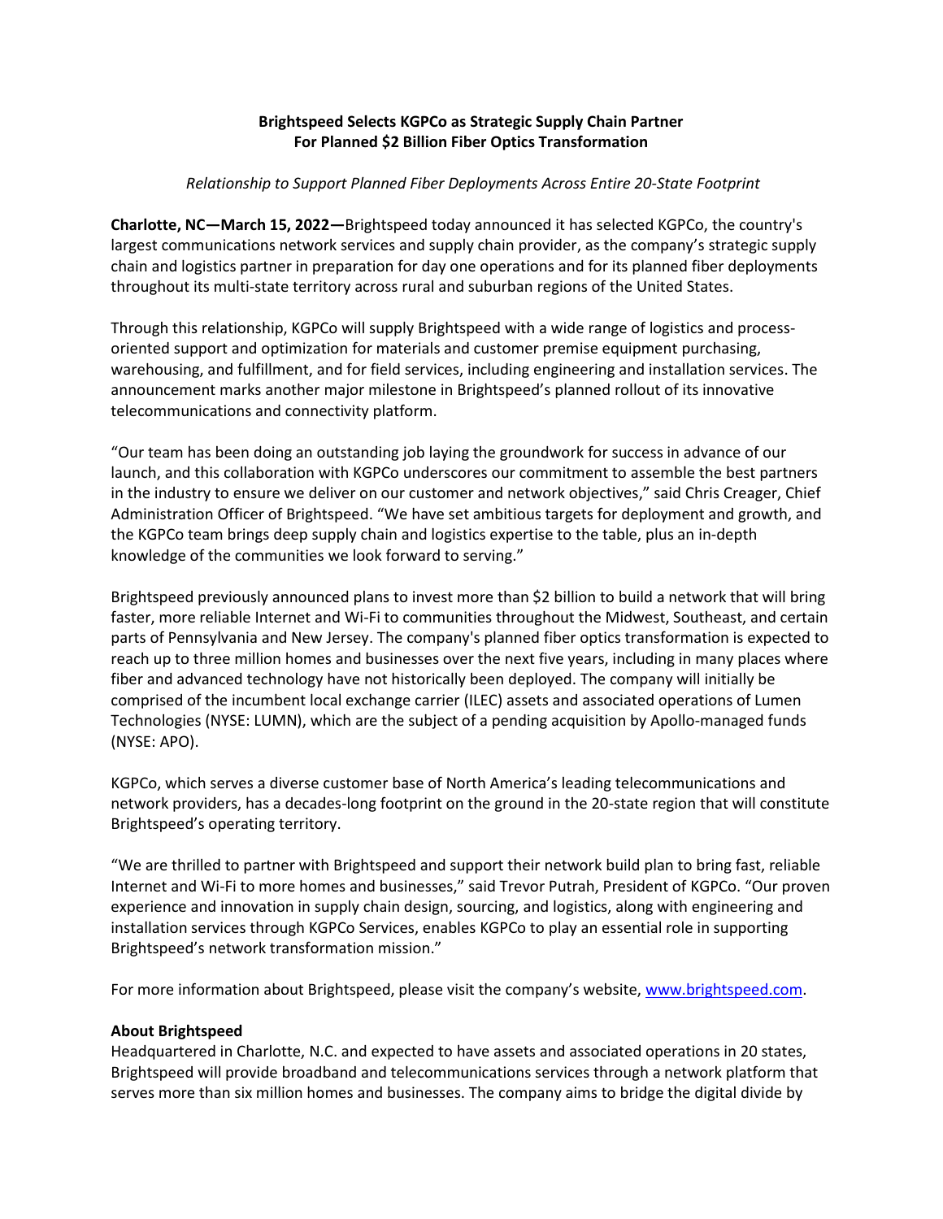**Brightspeed Selects KGPCo as Strategic Supply Chain Partner**
**For Planned $2 Billion Fiber Optics Transformation**

*Relationship to Support Planned Fiber Deployments Across Entire 20-State Footprint*

**Charlotte, NC—March 15, 2022—**Brightspeed today announced it has selected KGPCo, the country's largest communications network services and supply chain provider, as the company's strategic supply chain and logistics partner in preparation for day one operations and for its planned fiber deployments throughout its multi-state territory across rural and suburban regions of the United States.

Through this relationship, KGPCo will supply Brightspeed with a wide range of logistics and process-oriented support and optimization for materials and customer premise equipment purchasing, warehousing, and fulfillment, and for field services, including engineering and installation services. The announcement marks another major milestone in Brightspeed's planned rollout of its innovative telecommunications and connectivity platform.

"Our team has been doing an outstanding job laying the groundwork for success in advance of our launch, and this collaboration with KGPCo underscores our commitment to assemble the best partners in the industry to ensure we deliver on our customer and network objectives," said Chris Creager, Chief Administration Officer of Brightspeed. "We have set ambitious targets for deployment and growth, and the KGPCo team brings deep supply chain and logistics expertise to the table, plus an in-depth knowledge of the communities we look forward to serving."

Brightspeed previously announced plans to invest more than $2 billion to build a network that will bring faster, more reliable Internet and Wi-Fi to communities throughout the Midwest, Southeast, and certain parts of Pennsylvania and New Jersey. The company's planned fiber optics transformation is expected to reach up to three million homes and businesses over the next five years, including in many places where fiber and advanced technology have not historically been deployed. The company will initially be comprised of the incumbent local exchange carrier (ILEC) assets and associated operations of Lumen Technologies (NYSE: LUMN), which are the subject of a pending acquisition by Apollo-managed funds (NYSE: APO).

KGPCo, which serves a diverse customer base of North America's leading telecommunications and network providers, has a decades-long footprint on the ground in the 20-state region that will constitute Brightspeed's operating territory.

"We are thrilled to partner with Brightspeed and support their network build plan to bring fast, reliable Internet and Wi-Fi to more homes and businesses," said Trevor Putrah, President of KGPCo. "Our proven experience and innovation in supply chain design, sourcing, and logistics, along with engineering and installation services through KGPCo Services, enables KGPCo to play an essential role in supporting Brightspeed's network transformation mission."

For more information about Brightspeed, please visit the company's website, [www.brightspeed.com](www.brightspeed.com).

**About Brightspeed**

Headquartered in Charlotte, N.C. and expected to have assets and associated operations in 20 states, Brightspeed will provide broadband and telecommunications services through a network platform that serves more than six million homes and businesses. The company aims to bridge the digital divide by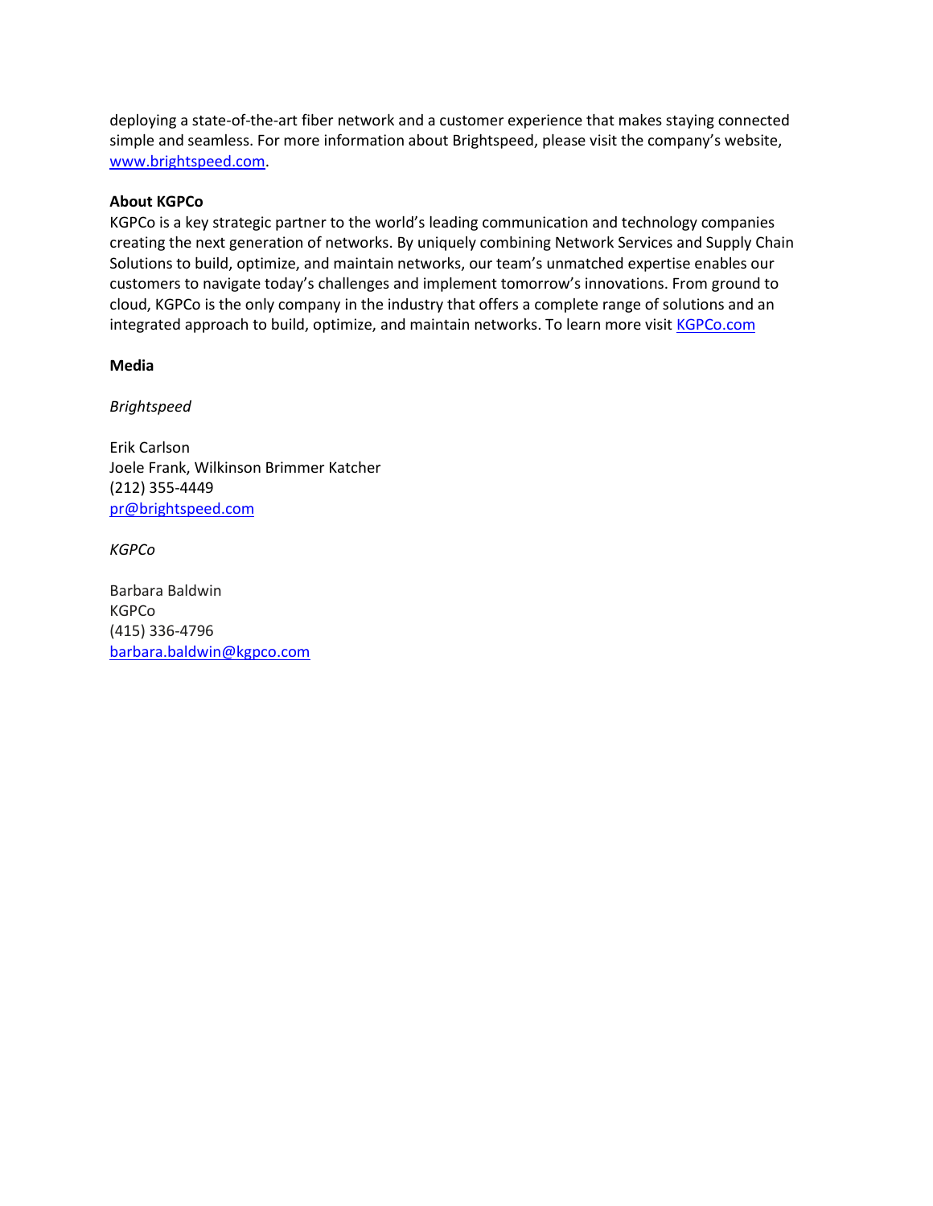deploying a state-of-the-art fiber network and a customer experience that makes staying connected simple and seamless. For more information about Brightspeed, please visit the company's website, [www.brightspeed.com](http://www.brightspeed.com).

**About KGPCo**

KGPCo is a key strategic partner to the world's leading communication and technology companies creating the next generation of networks. By uniquely combining Network Services and Supply Chain Solutions to build, optimize, and maintain networks, our team's unmatched expertise enables our customers to navigate today's challenges and implement tomorrow's innovations. From ground to cloud, KGPCo is the only company in the industry that offers a complete range of solutions and an integrated approach to build, optimize, and maintain networks. To learn more visit [KGPCo.com](http://KGPCo.com)

**Media**

*Brightspeed*

Erik Carlson
Joele Frank, Wilkinson Brimmer Katcher
(212) 355-4449
[pr@brightspeed.com](mailto:pr@brightspeed.com)

*KGPCo*

Barbara Baldwin
KGPCo
(415) 336-4796
[barbara.baldwin@kgpco.com](mailto:barbara.baldwin@kgpco.com)